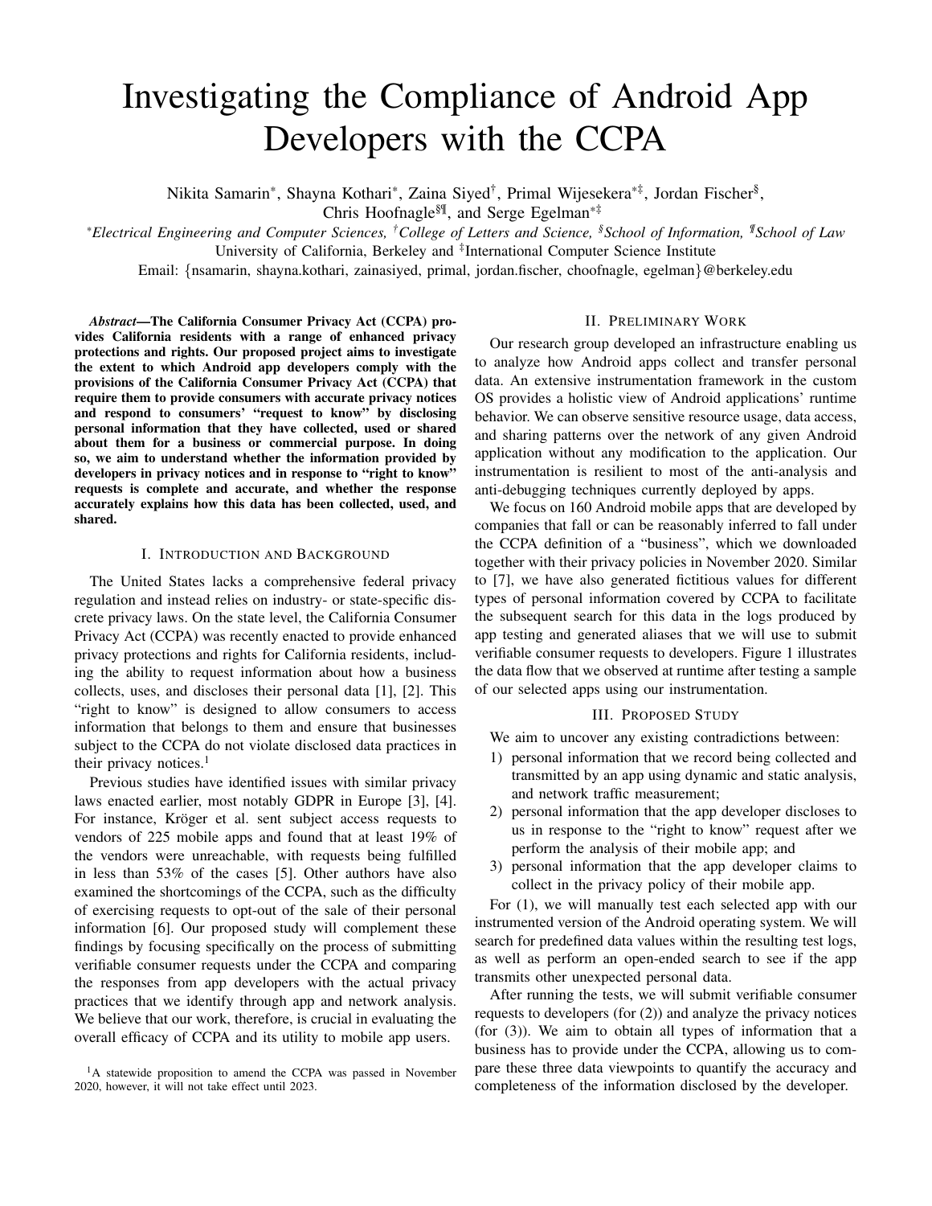# Investigating the Compliance of Android App Developers with the CCPA

Nikita Samarin[*], Shayna Kothari[*], Zaina Siyed[†], Primal Wijesekera[*‡], Jordan Fischer[§], Chris Hoofnagle[§¶], and Serge Egelman[*‡]

[*]*Electrical Engineering and Computer Sciences,* [†]*College of Letters and Science,* [§]*School of Information,* [¶]*School of Law*
University of California, Berkeley and [‡]International Computer Science Institute
Email: {nsamarin, shayna.kothari, zainasiyed, primal, jordan.fischer, choofnagle, egelman}@berkeley.edu

***Abstract*—The California Consumer Privacy Act (CCPA) provides California residents with a range of enhanced privacy protections and rights. Our proposed project aims to investigate the extent to which Android app developers comply with the provisions of the California Consumer Privacy Act (CCPA) that require them to provide consumers with accurate privacy notices and respond to consumers' "request to know" by disclosing personal information that they have collected, used or shared about them for a business or commercial purpose. In doing so, we aim to understand whether the information provided by developers in privacy notices and in response to "right to know" requests is complete and accurate, and whether the response accurately explains how this data has been collected, used, and shared.**

## I. Introduction and Background

The United States lacks a comprehensive federal privacy regulation and instead relies on industry- or state-specific discrete privacy laws. On the state level, the California Consumer Privacy Act (CCPA) was recently enacted to provide enhanced privacy protections and rights for California residents, including the ability to request information about how a business collects, uses, and discloses their personal data [1], [2]. This "right to know" is designed to allow consumers to access information that belongs to them and ensure that businesses subject to the CCPA do not violate disclosed data practices in their privacy notices.[1]

Previous studies have identified issues with similar privacy laws enacted earlier, most notably GDPR in Europe [3], [4]. For instance, Kröger et al. sent subject access requests to vendors of 225 mobile apps and found that at least 19% of the vendors were unreachable, with requests being fulfilled in less than 53% of the cases [5]. Other authors have also examined the shortcomings of the CCPA, such as the difficulty of exercising requests to opt-out of the sale of their personal information [6]. Our proposed study will complement these findings by focusing specifically on the process of submitting verifiable consumer requests under the CCPA and comparing the responses from app developers with the actual privacy practices that we identify through app and network analysis. We believe that our work, therefore, is crucial in evaluating the overall efficacy of CCPA and its utility to mobile app users.

[1]A statewide proposition to amend the CCPA was passed in November 2020, however, it will not take effect until 2023.

## II. Preliminary Work

Our research group developed an infrastructure enabling us to analyze how Android apps collect and transfer personal data. An extensive instrumentation framework in the custom OS provides a holistic view of Android applications' runtime behavior. We can observe sensitive resource usage, data access, and sharing patterns over the network of any given Android application without any modification to the application. Our instrumentation is resilient to most of the anti-analysis and anti-debugging techniques currently deployed by apps.

We focus on 160 Android mobile apps that are developed by companies that fall or can be reasonably inferred to fall under the CCPA definition of a "business", which we downloaded together with their privacy policies in November 2020. Similar to [7], we have also generated fictitious values for different types of personal information covered by CCPA to facilitate the subsequent search for this data in the logs produced by app testing and generated aliases that we will use to submit verifiable consumer requests to developers. Figure 1 illustrates the data flow that we observed at runtime after testing a sample of our selected apps using our instrumentation.

## III. Proposed Study

We aim to uncover any existing contradictions between:

1) personal information that we record being collected and transmitted by an app using dynamic and static analysis, and network traffic measurement;
2) personal information that the app developer discloses to us in response to the "right to know" request after we perform the analysis of their mobile app; and
3) personal information that the app developer claims to collect in the privacy policy of their mobile app.

For (1), we will manually test each selected app with our instrumented version of the Android operating system. We will search for predefined data values within the resulting test logs, as well as perform an open-ended search to see if the app transmits other unexpected personal data.

After running the tests, we will submit verifiable consumer requests to developers (for (2)) and analyze the privacy notices (for (3)). We aim to obtain all types of information that a business has to provide under the CCPA, allowing us to compare these three data viewpoints to quantify the accuracy and completeness of the information disclosed by the developer.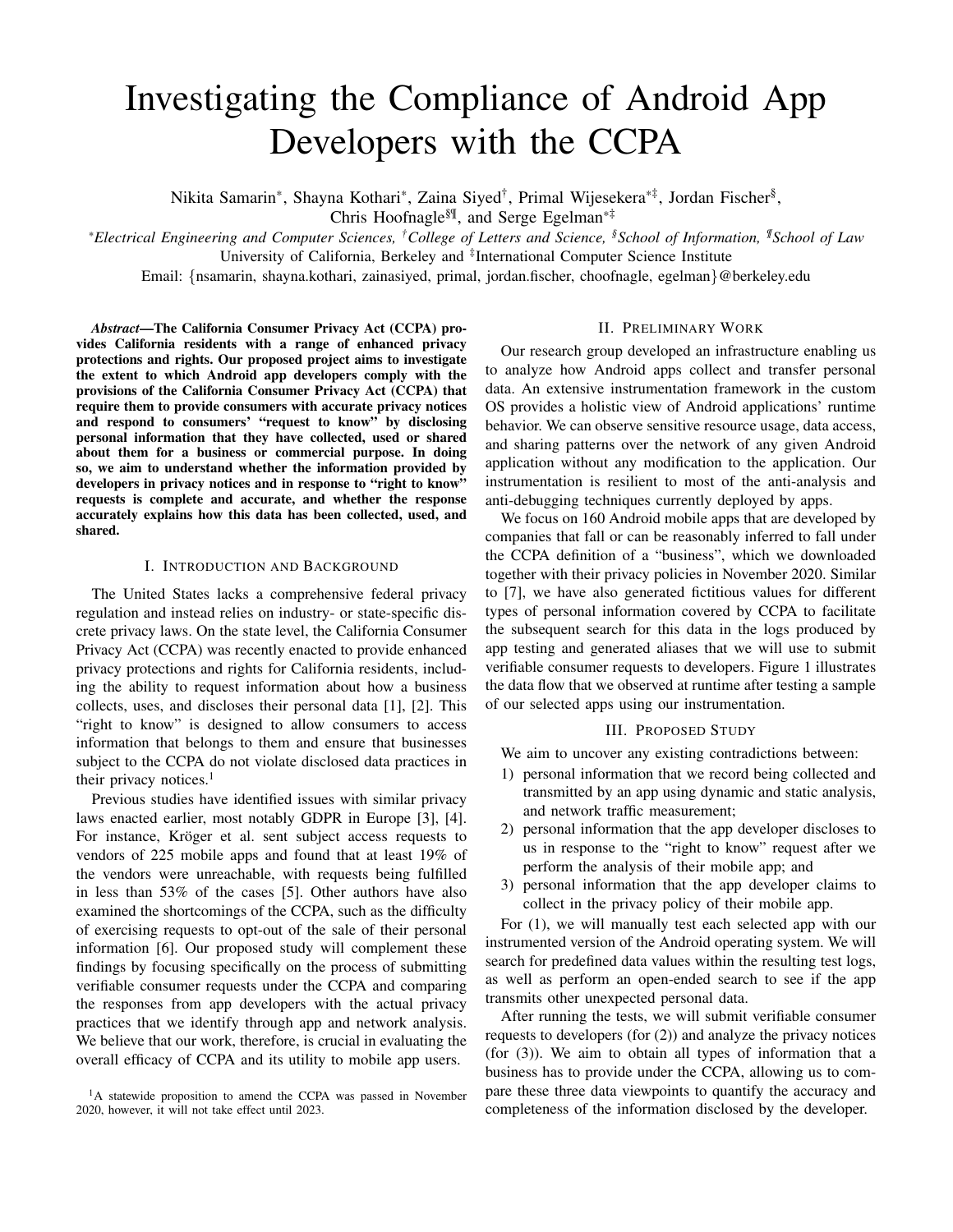# Investigating the Compliance of Android App Developers with the CCPA

Nikita Samarin[*], Shayna Kothari[*], Zaina Siyed[†], Primal Wijesekera[*‡], Jordan Fischer[§], Chris Hoofnagle[§¶], and Serge Egelman[*‡]

[*]*Electrical Engineering and Computer Sciences,* [†]*College of Letters and Science,* [§]*School of Information,* [¶]*School of Law*
University of California, Berkeley and [‡]International Computer Science Institute
Email: {nsamarin, shayna.kothari, zainasiyed, primal, jordan.fischer, choofnagle, egelman}@berkeley.edu

***Abstract*—The California Consumer Privacy Act (CCPA) provides California residents with a range of enhanced privacy protections and rights. Our proposed project aims to investigate the extent to which Android app developers comply with the provisions of the California Consumer Privacy Act (CCPA) that require them to provide consumers with accurate privacy notices and respond to consumers' "request to know" by disclosing personal information that they have collected, used or shared about them for a business or commercial purpose. In doing so, we aim to understand whether the information provided by developers in privacy notices and in response to "right to know" requests is complete and accurate, and whether the response accurately explains how this data has been collected, used, and shared.**

## I. Introduction and Background

The United States lacks a comprehensive federal privacy regulation and instead relies on industry- or state-specific discrete privacy laws. On the state level, the California Consumer Privacy Act (CCPA) was recently enacted to provide enhanced privacy protections and rights for California residents, including the ability to request information about how a business collects, uses, and discloses their personal data [1], [2]. This "right to know" is designed to allow consumers to access information that belongs to them and ensure that businesses subject to the CCPA do not violate disclosed data practices in their privacy notices.[1]

Previous studies have identified issues with similar privacy laws enacted earlier, most notably GDPR in Europe [3], [4]. For instance, Kröger et al. sent subject access requests to vendors of 225 mobile apps and found that at least 19% of the vendors were unreachable, with requests being fulfilled in less than 53% of the cases [5]. Other authors have also examined the shortcomings of the CCPA, such as the difficulty of exercising requests to opt-out of the sale of their personal information [6]. Our proposed study will complement these findings by focusing specifically on the process of submitting verifiable consumer requests under the CCPA and comparing the responses from app developers with the actual privacy practices that we identify through app and network analysis. We believe that our work, therefore, is crucial in evaluating the overall efficacy of CCPA and its utility to mobile app users.

[1]A statewide proposition to amend the CCPA was passed in November 2020, however, it will not take effect until 2023.

## II. Preliminary Work

Our research group developed an infrastructure enabling us to analyze how Android apps collect and transfer personal data. An extensive instrumentation framework in the custom OS provides a holistic view of Android applications' runtime behavior. We can observe sensitive resource usage, data access, and sharing patterns over the network of any given Android application without any modification to the application. Our instrumentation is resilient to most of the anti-analysis and anti-debugging techniques currently deployed by apps.

We focus on 160 Android mobile apps that are developed by companies that fall or can be reasonably inferred to fall under the CCPA definition of a "business", which we downloaded together with their privacy policies in November 2020. Similar to [7], we have also generated fictitious values for different types of personal information covered by CCPA to facilitate the subsequent search for this data in the logs produced by app testing and generated aliases that we will use to submit verifiable consumer requests to developers. Figure 1 illustrates the data flow that we observed at runtime after testing a sample of our selected apps using our instrumentation.

## III. Proposed Study

We aim to uncover any existing contradictions between:

1) personal information that we record being collected and transmitted by an app using dynamic and static analysis, and network traffic measurement;
2) personal information that the app developer discloses to us in response to the "right to know" request after we perform the analysis of their mobile app; and
3) personal information that the app developer claims to collect in the privacy policy of their mobile app.

For (1), we will manually test each selected app with our instrumented version of the Android operating system. We will search for predefined data values within the resulting test logs, as well as perform an open-ended search to see if the app transmits other unexpected personal data.

After running the tests, we will submit verifiable consumer requests to developers (for (2)) and analyze the privacy notices (for (3)). We aim to obtain all types of information that a business has to provide under the CCPA, allowing us to compare these three data viewpoints to quantify the accuracy and completeness of the information disclosed by the developer.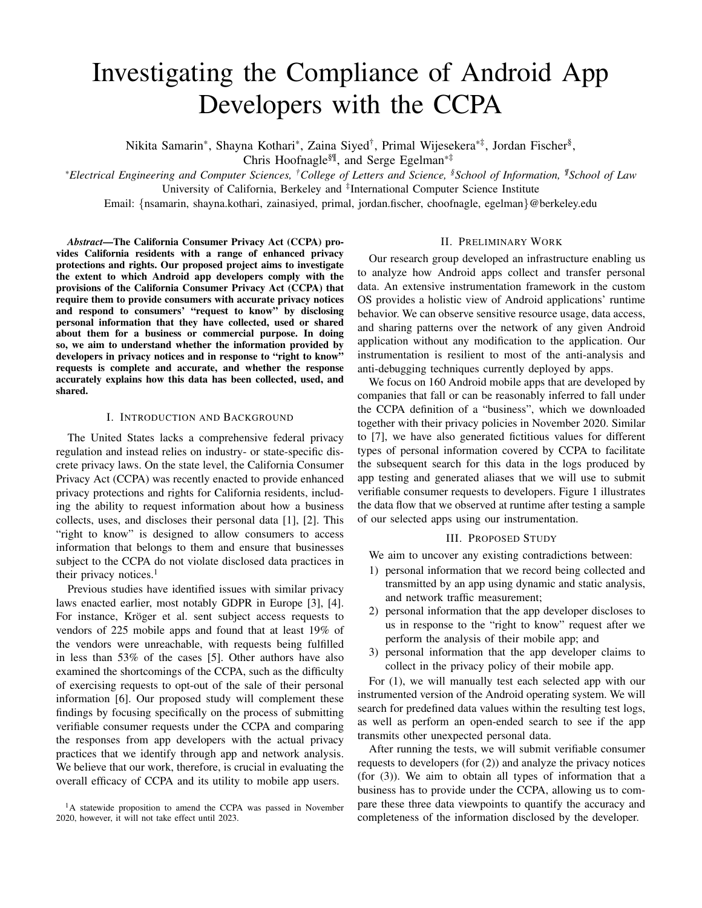# Investigating the Compliance of Android App Developers with the CCPA

Nikita Samarin[*], Shayna Kothari[*], Zaina Siyed[†], Primal Wijesekera[*‡], Jordan Fischer[§], Chris Hoofnagle[§¶], and Serge Egelman[*‡]

[*]*Electrical Engineering and Computer Sciences,* [†]*College of Letters and Science,* [§]*School of Information,* [¶]*School of Law*
University of California, Berkeley and [‡]International Computer Science Institute
Email: {nsamarin, shayna.kothari, zainasiyed, primal, jordan.fischer, choofnagle, egelman}@berkeley.edu

***Abstract*—The California Consumer Privacy Act (CCPA) provides California residents with a range of enhanced privacy protections and rights. Our proposed project aims to investigate the extent to which Android app developers comply with the provisions of the California Consumer Privacy Act (CCPA) that require them to provide consumers with accurate privacy notices and respond to consumers' "request to know" by disclosing personal information that they have collected, used or shared about them for a business or commercial purpose. In doing so, we aim to understand whether the information provided by developers in privacy notices and in response to "right to know" requests is complete and accurate, and whether the response accurately explains how this data has been collected, used, and shared.**

## I. Introduction and Background

The United States lacks a comprehensive federal privacy regulation and instead relies on industry- or state-specific discrete privacy laws. On the state level, the California Consumer Privacy Act (CCPA) was recently enacted to provide enhanced privacy protections and rights for California residents, including the ability to request information about how a business collects, uses, and discloses their personal data [1], [2]. This "right to know" is designed to allow consumers to access information that belongs to them and ensure that businesses subject to the CCPA do not violate disclosed data practices in their privacy notices.[1]

Previous studies have identified issues with similar privacy laws enacted earlier, most notably GDPR in Europe [3], [4]. For instance, Kröger et al. sent subject access requests to vendors of 225 mobile apps and found that at least 19% of the vendors were unreachable, with requests being fulfilled in less than 53% of the cases [5]. Other authors have also examined the shortcomings of the CCPA, such as the difficulty of exercising requests to opt-out of the sale of their personal information [6]. Our proposed study will complement these findings by focusing specifically on the process of submitting verifiable consumer requests under the CCPA and comparing the responses from app developers with the actual privacy practices that we identify through app and network analysis. We believe that our work, therefore, is crucial in evaluating the overall efficacy of CCPA and its utility to mobile app users.

[1]A statewide proposition to amend the CCPA was passed in November 2020, however, it will not take effect until 2023.

## II. Preliminary Work

Our research group developed an infrastructure enabling us to analyze how Android apps collect and transfer personal data. An extensive instrumentation framework in the custom OS provides a holistic view of Android applications' runtime behavior. We can observe sensitive resource usage, data access, and sharing patterns over the network of any given Android application without any modification to the application. Our instrumentation is resilient to most of the anti-analysis and anti-debugging techniques currently deployed by apps.

We focus on 160 Android mobile apps that are developed by companies that fall or can be reasonably inferred to fall under the CCPA definition of a "business", which we downloaded together with their privacy policies in November 2020. Similar to [7], we have also generated fictitious values for different types of personal information covered by CCPA to facilitate the subsequent search for this data in the logs produced by app testing and generated aliases that we will use to submit verifiable consumer requests to developers. Figure 1 illustrates the data flow that we observed at runtime after testing a sample of our selected apps using our instrumentation.

## III. Proposed Study

We aim to uncover any existing contradictions between:

1) personal information that we record being collected and transmitted by an app using dynamic and static analysis, and network traffic measurement;
2) personal information that the app developer discloses to us in response to the "right to know" request after we perform the analysis of their mobile app; and
3) personal information that the app developer claims to collect in the privacy policy of their mobile app.

For (1), we will manually test each selected app with our instrumented version of the Android operating system. We will search for predefined data values within the resulting test logs, as well as perform an open-ended search to see if the app transmits other unexpected personal data.

After running the tests, we will submit verifiable consumer requests to developers (for (2)) and analyze the privacy notices (for (3)). We aim to obtain all types of information that a business has to provide under the CCPA, allowing us to compare these three data viewpoints to quantify the accuracy and completeness of the information disclosed by the developer.